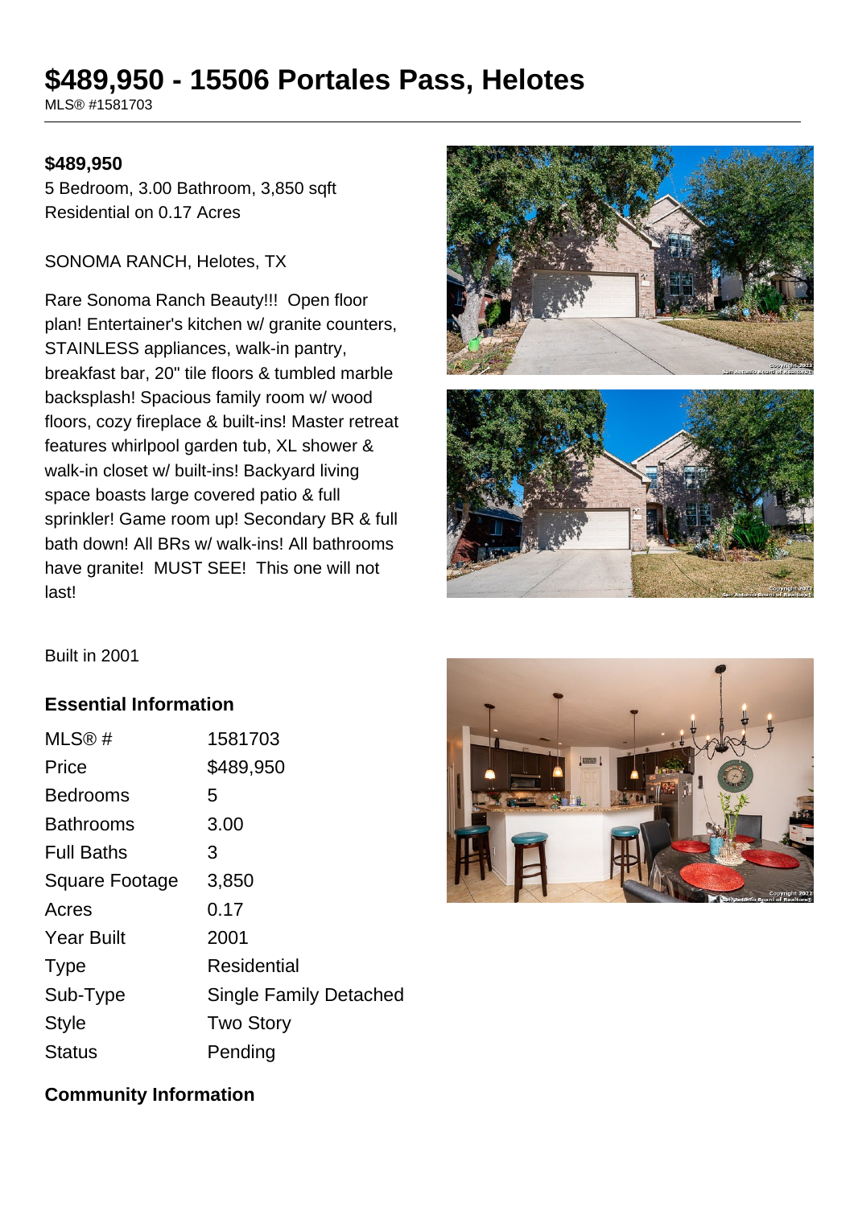# $489,950 - 15506 Portales Pass, Helotes

MLS® #1581703

**$489,950**

5 Bedroom, 3.00 Bathroom, 3,850 sqft
Residential on 0.17 Acres

SONOMA RANCH, Helotes, TX

Rare Sonoma Ranch Beauty!!! Open floor plan! Entertainer's kitchen w/ granite counters, STAINLESS appliances, walk-in pantry, breakfast bar, 20" tile floors & tumbled marble backsplash! Spacious family room w/ wood floors, cozy fireplace & built-ins! Master retreat features whirlpool garden tub, XL shower & walk-in closet w/ built-ins! Backyard living space boasts large covered patio & full sprinkler! Game room up! Secondary BR & full bath down! All BRs w/ walk-ins! All bathrooms have granite! MUST SEE! This one will not last!

Built in 2001

## Essential Information

| | |
|---|---|
| MLS® # | 1581703 |
| Price | $489,950 |
| Bedrooms | 5 |
| Bathrooms | 3.00 |
| Full Baths | 3 |
| Square Footage | 3,850 |
| Acres | 0.17 |
| Year Built | 2001 |
| Type | Residential |
| Sub-Type | Single Family Detached |
| Style | Two Story |
| Status | Pending |

## Community Information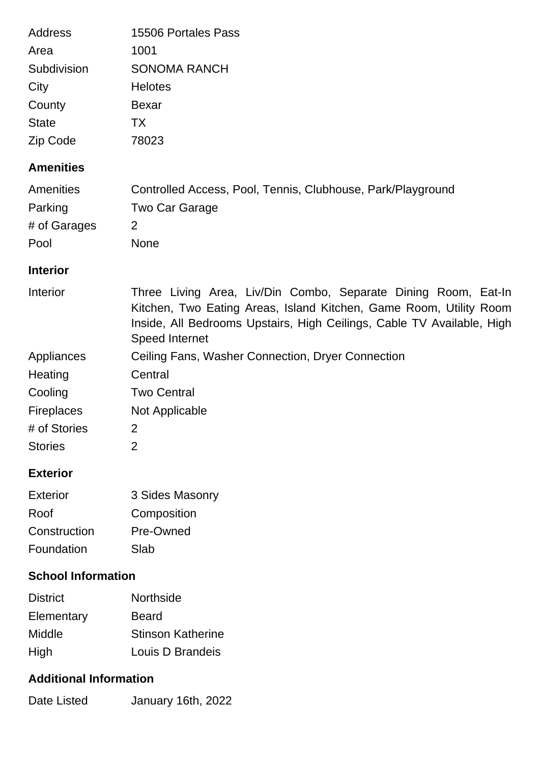| | |
|---|---|
| Address | 15506 Portales Pass |
| Area | 1001 |
| Subdivision | SONOMA RANCH |
| City | Helotes |
| County | Bexar |
| State | TX |
| Zip Code | 78023 |

### Amenities

| | |
|---|---|
| Amenities | Controlled Access, Pool, Tennis, Clubhouse, Park/Playground |
| Parking | Two Car Garage |
| # of Garages | 2 |
| Pool | None |

### Interior

| | |
|---|---|
| Interior | Three Living Area, Liv/Din Combo, Separate Dining Room, Eat-In Kitchen, Two Eating Areas, Island Kitchen, Game Room, Utility Room Inside, All Bedrooms Upstairs, High Ceilings, Cable TV Available, High Speed Internet |
| Appliances | Ceiling Fans, Washer Connection, Dryer Connection |
| Heating | Central |
| Cooling | Two Central |
| Fireplaces | Not Applicable |
| # of Stories | 2 |
| Stories | 2 |

### Exterior

| | |
|---|---|
| Exterior | 3 Sides Masonry |
| Roof | Composition |
| Construction | Pre-Owned |
| Foundation | Slab |

### School Information

| | |
|---|---|
| District | Northside |
| Elementary | Beard |
| Middle | Stinson Katherine |
| High | Louis D Brandeis |

### Additional Information

| | |
|---|---|
| Date Listed | January 16th, 2022 |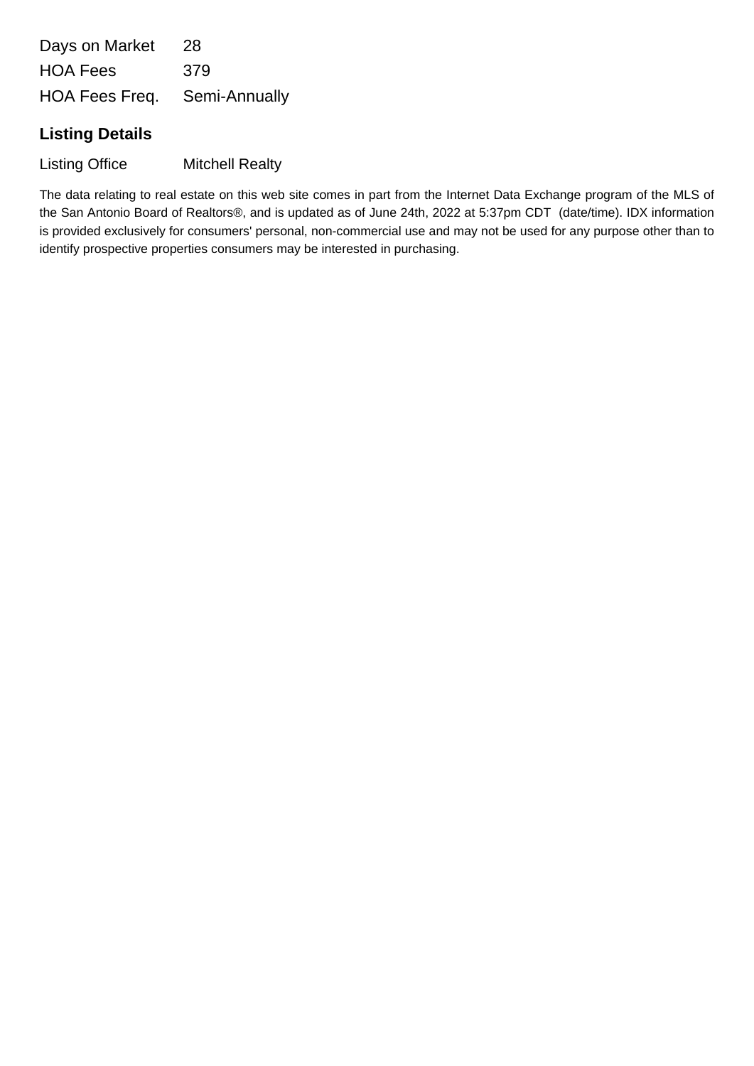| | |
|---|---|
| Days on Market | 28 |
| HOA Fees | 379 |
| HOA Fees Freq. | Semi-Annually |

## Listing Details

| | |
|---|---|
| Listing Office | Mitchell Realty |

The data relating to real estate on this web site comes in part from the Internet Data Exchange program of the MLS of the San Antonio Board of Realtors®, and is updated as of June 24th, 2022 at 5:37pm CDT (date/time). IDX information is provided exclusively for consumers' personal, non-commercial use and may not be used for any purpose other than to identify prospective properties consumers may be interested in purchasing.